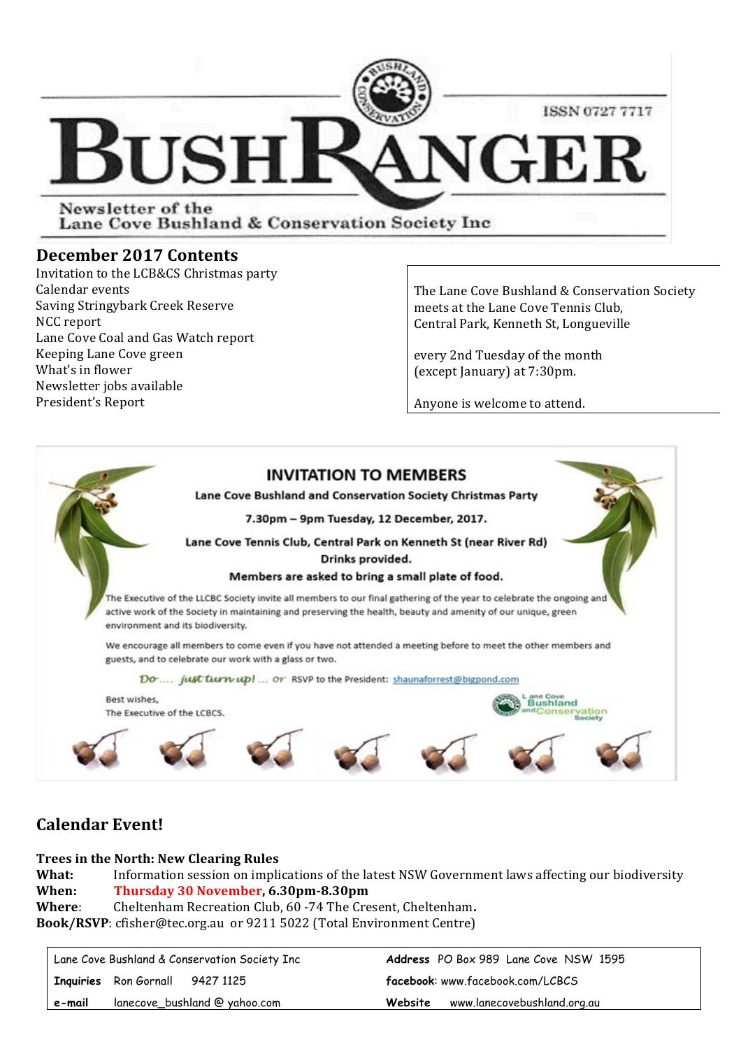# BUSHRANGER

ISSN 0727 7717

Newsletter of the Lane Cove Bushland & Conservation Society Inc

## December 2017 Contents

- Invitation to the LCB&CS Christmas party
- Calendar events
- Saving Stringybark Creek Reserve
- NCC report
- Lane Cove Coal and Gas Watch report
- Keeping Lane Cove green
- What's in flower
- Newsletter jobs available
- President's Report

The Lane Cove Bushland & Conservation Society meets at the Lane Cove Tennis Club, Central Park, Kenneth St, Longueville

every 2nd Tuesday of the month (except January) at 7:30pm.

Anyone is welcome to attend.

## INVITATION TO MEMBERS

**Lane Cove Bushland and Conservation Society Christmas Party**

**7.30pm – 9pm Tuesday, 12 December, 2017.**

**Lane Cove Tennis Club, Central Park on Kenneth St (near River Rd)**

**Drinks provided.**

**Members are asked to bring a small plate of food.**

The Executive of the LLCBC Society invite all members to our final gathering of the year to celebrate the ongoing and active work of the Society in maintaining and preserving the health, beauty and amenity of our unique, green environment and its biodiversity.

We encourage all members to come even if you have not attended a meeting before to meet the other members and guests, and to celebrate our work with a glass or two.

*Do.... just turn up! ... or* RSVP to the President: shaunaforrest@bigpond.com

Best wishes,
The Executive of the LCBCS.

Lane Cove Bushland and Conservation Society

## Calendar Event!

**Trees in the North: New Clearing Rules**

**What:** Information session on implications of the latest NSW Government laws affecting our biodiversity

**When:** **Thursday 30 November, 6.30pm-8.30pm**

**Where**: Cheltenham Recreation Club, 60 -74 The Cresent, Cheltenham.

**Book/RSVP**: cfisher@tec.org.au or 9211 5022 (Total Environment Centre)

| Lane Cove Bushland & Conservation Society Inc | **Address** PO Box 989 Lane Cove NSW 1595 |
|---|---|
| **Inquiries** Ron Gornall 9427 1125 | **facebook**: www.facebook.com/LCBCS |
| **e-mail** lanecove_bushland @ yahoo.com | **Website** www.lanecovebushland.org.au |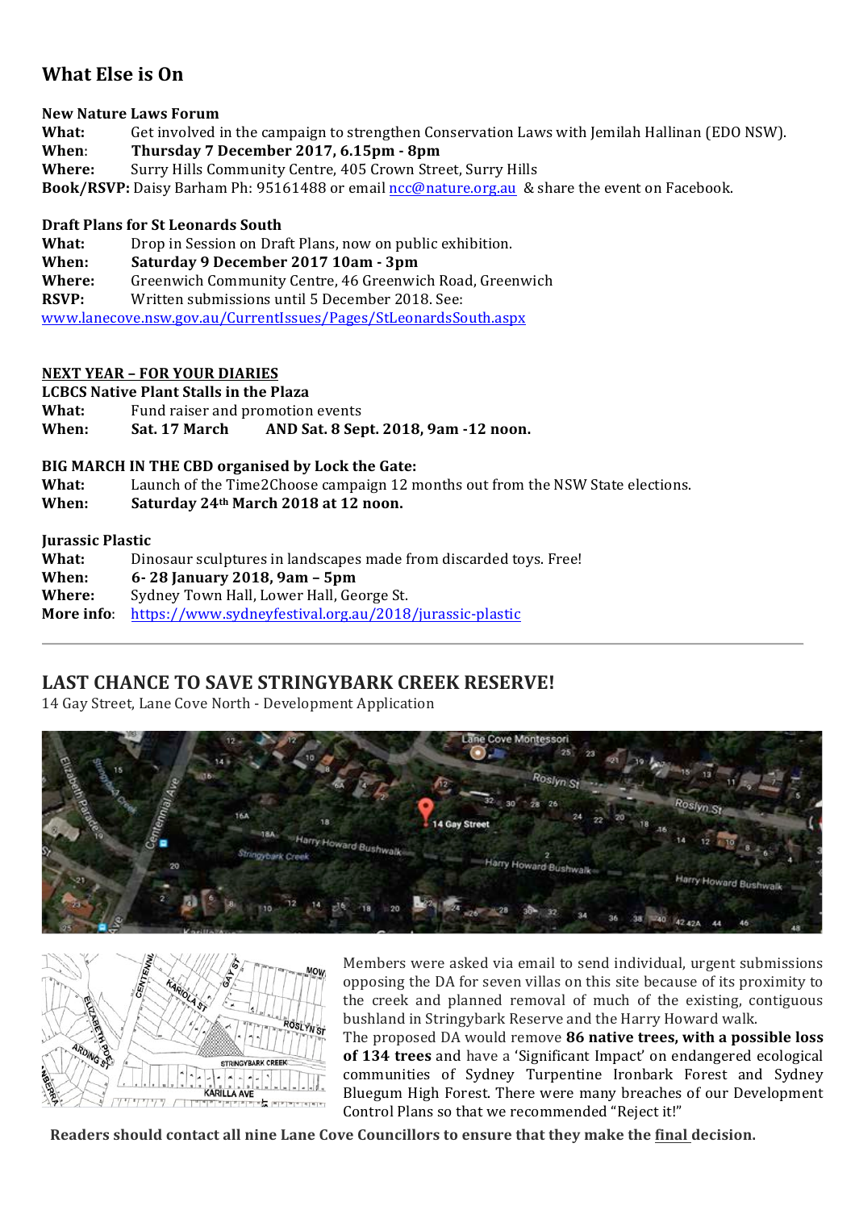## What Else is On

**New Nature Laws Forum**
**What:** Get involved in the campaign to strengthen Conservation Laws with Jemilah Hallinan (EDO NSW).
**When:** **Thursday 7 December 2017, 6.15pm - 8pm**
**Where:** Surry Hills Community Centre, 405 Crown Street, Surry Hills
**Book/RSVP:** Daisy Barham Ph: 95161488 or email ncc@nature.org.au & share the event on Facebook.

**Draft Plans for St Leonards South**
**What:** Drop in Session on Draft Plans, now on public exhibition.
**When:** **Saturday 9 December 2017 10am - 3pm**
**Where:** Greenwich Community Centre, 46 Greenwich Road, Greenwich
**RSVP:** Written submissions until 5 December 2018. See:
www.lanecove.nsw.gov.au/CurrentIssues/Pages/StLeonardsSouth.aspx

**NEXT YEAR – FOR YOUR DIARIES**

**LCBCS Native Plant Stalls in the Plaza**
**What:** Fund raiser and promotion events
**When:** **Sat. 17 March AND Sat. 8 Sept. 2018, 9am -12 noon.**

**BIG MARCH IN THE CBD organised by Lock the Gate:**
**What:** Launch of the Time2Choose campaign 12 months out from the NSW State elections.
**When:** **Saturday 24th March 2018 at 12 noon.**

**Jurassic Plastic**
**What:** Dinosaur sculptures in landscapes made from discarded toys. Free!
**When:** **6- 28 January 2018, 9am – 5pm**
**Where:** Sydney Town Hall, Lower Hall, George St.
**More info:** https://www.sydneyfestival.org.au/2018/jurassic-plastic

---

## LAST CHANCE TO SAVE STRINGYBARK CREEK RESERVE!

14 Gay Street, Lane Cove North - Development Application

Members were asked via email to send individual, urgent submissions opposing the DA for seven villas on this site because of its proximity to the creek and planned removal of much of the existing, contiguous bushland in Stringybark Reserve and the Harry Howard walk.

The proposed DA would remove **86 native trees, with a possible loss of 134 trees** and have a 'Significant Impact' on endangered ecological communities of Sydney Turpentine Ironbark Forest and Sydney Bluegum High Forest. There were many breaches of our Development Control Plans so that we recommended "Reject it!"

**Readers should contact all nine Lane Cove Councillors to ensure that they make the final decision.**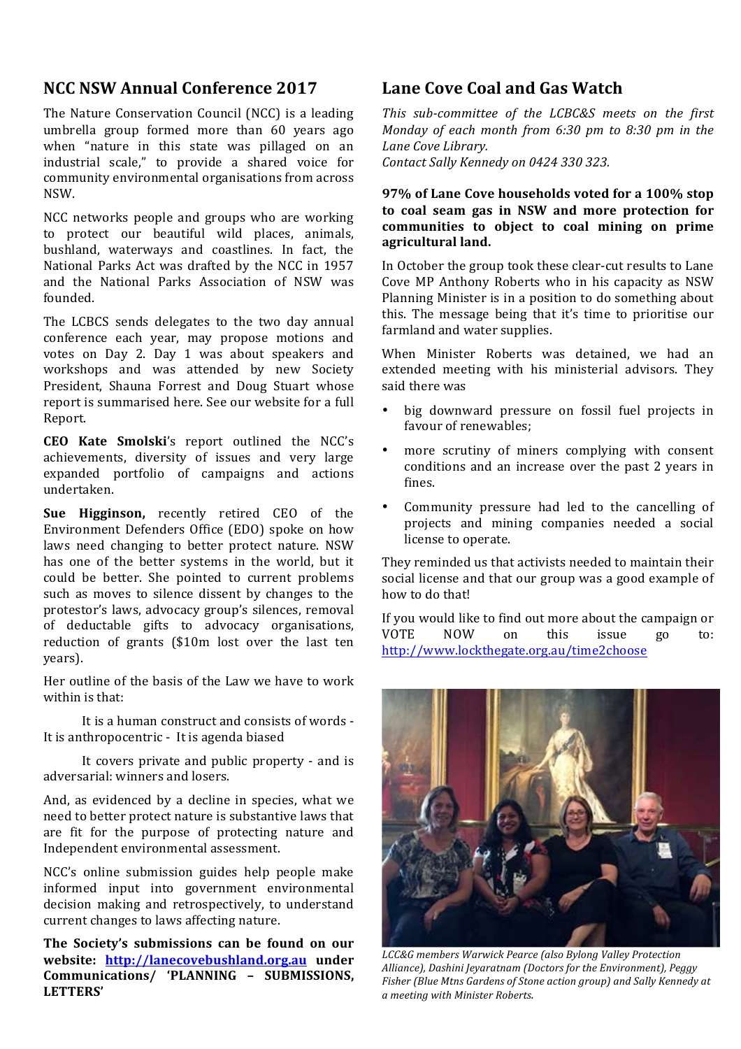## NCC NSW Annual Conference 2017

The Nature Conservation Council (NCC) is a leading umbrella group formed more than 60 years ago when "nature in this state was pillaged on an industrial scale," to provide a shared voice for community environmental organisations from across NSW.

NCC networks people and groups who are working to protect our beautiful wild places, animals, bushland, waterways and coastlines. In fact, the National Parks Act was drafted by the NCC in 1957 and the National Parks Association of NSW was founded.

The LCBCS sends delegates to the two day annual conference each year, may propose motions and votes on Day 2. Day 1 was about speakers and workshops and was attended by new Society President, Shauna Forrest and Doug Stuart whose report is summarised here. See our website for a full Report.

**CEO Kate Smolski**'s report outlined the NCC's achievements, diversity of issues and very large expanded portfolio of campaigns and actions undertaken.

**Sue Higginson,** recently retired CEO of the Environment Defenders Office (EDO) spoke on how laws need changing to better protect nature. NSW has one of the better systems in the world, but it could be better. She pointed to current problems such as moves to silence dissent by changes to the protestor's laws, advocacy group's silences, removal of deductable gifts to advocacy organisations, reduction of grants ($10m lost over the last ten years).

Her outline of the basis of the Law we have to work within is that:

It is a human construct and consists of words - It is anthropocentric - It is agenda biased

It covers private and public property - and is adversarial: winners and losers.

And, as evidenced by a decline in species, what we need to better protect nature is substantive laws that are fit for the purpose of protecting nature and Independent environmental assessment.

NCC's online submission guides help people make informed input into government environmental decision making and retrospectively, to understand current changes to laws affecting nature.

**The Society's submissions can be found on our website: http://lanecovebushland.org.au under Communications/ 'PLANNING – SUBMISSIONS, LETTERS'**

## Lane Cove Coal and Gas Watch

*This sub-committee of the LCBC&S meets on the first Monday of each month from 6:30 pm to 8:30 pm in the Lane Cove Library.*
*Contact Sally Kennedy on 0424 330 323.*

**97% of Lane Cove households voted for a 100% stop to coal seam gas in NSW and more protection for communities to object to coal mining on prime agricultural land.**

In October the group took these clear-cut results to Lane Cove MP Anthony Roberts who in his capacity as NSW Planning Minister is in a position to do something about this. The message being that it's time to prioritise our farmland and water supplies.

When Minister Roberts was detained, we had an extended meeting with his ministerial advisors. They said there was

- big downward pressure on fossil fuel projects in favour of renewables;
- more scrutiny of miners complying with consent conditions and an increase over the past 2 years in fines.
- Community pressure had led to the cancelling of projects and mining companies needed a social license to operate.

They reminded us that activists needed to maintain their social license and that our group was a good example of how to do that!

If you would like to find out more about the campaign or VOTE NOW on this issue go to: http://www.lockthegate.org.au/time2choose

*LCC&G members Warwick Pearce (also Bylong Valley Protection Alliance), Dashini Jeyaratnam (Doctors for the Environment), Peggy Fisher (Blue Mtns Gardens of Stone action group) and Sally Kennedy at a meeting with Minister Roberts.*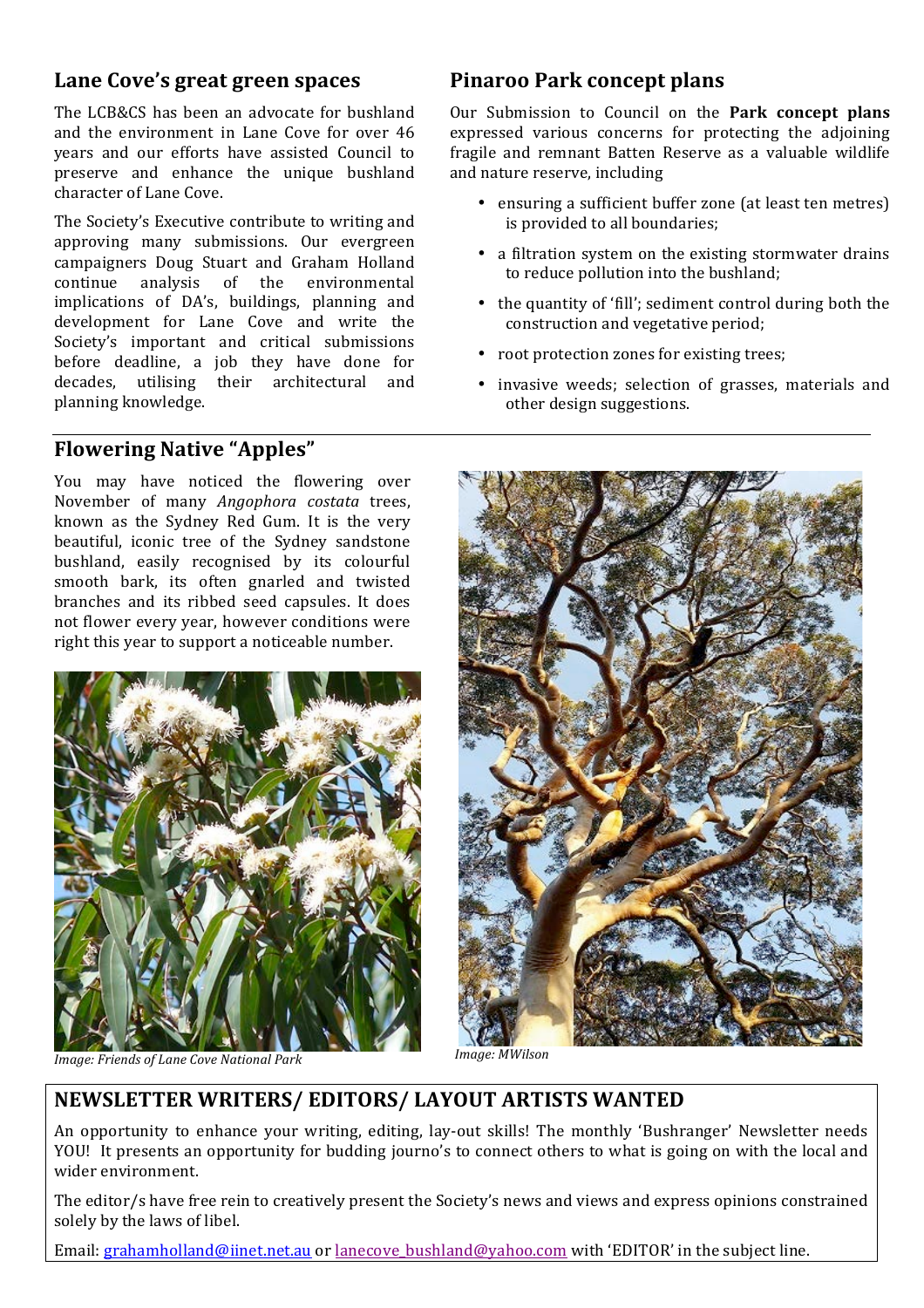## Lane Cove's great green spaces

The LCB&CS has been an advocate for bushland and the environment in Lane Cove for over 46 years and our efforts have assisted Council to preserve and enhance the unique bushland character of Lane Cove.

The Society's Executive contribute to writing and approving many submissions. Our evergreen campaigners Doug Stuart and Graham Holland continue analysis of the environmental implications of DA's, buildings, planning and development for Lane Cove and write the Society's important and critical submissions before deadline, a job they have done for decades, utilising their architectural and planning knowledge.

## Pinaroo Park concept plans

Our Submission to Council on the **Park concept plans** expressed various concerns for protecting the adjoining fragile and remnant Batten Reserve as a valuable wildlife and nature reserve, including

- ensuring a sufficient buffer zone (at least ten metres) is provided to all boundaries;
- a filtration system on the existing stormwater drains to reduce pollution into the bushland;
- the quantity of 'fill'; sediment control during both the construction and vegetative period;
- root protection zones for existing trees;
- invasive weeds; selection of grasses, materials and other design suggestions.

## Flowering Native "Apples"

You may have noticed the flowering over November of many *Angophora costata* trees, known as the Sydney Red Gum. It is the very beautiful, iconic tree of the Sydney sandstone bushland, easily recognised by its colourful smooth bark, its often gnarled and twisted branches and its ribbed seed capsules. It does not flower every year, however conditions were right this year to support a noticeable number.

*Image: Friends of Lane Cove National Park*

*Image: MWilson*

## NEWSLETTER WRITERS/ EDITORS/ LAYOUT ARTISTS WANTED

An opportunity to enhance your writing, editing, lay-out skills! The monthly 'Bushranger' Newsletter needs YOU! It presents an opportunity for budding journo's to connect others to what is going on with the local and wider environment.

The editor/s have free rein to creatively present the Society's news and views and express opinions constrained solely by the laws of libel.

Email: grahamholland@iinet.net.au or lanecove_bushland@yahoo.com with 'EDITOR' in the subject line.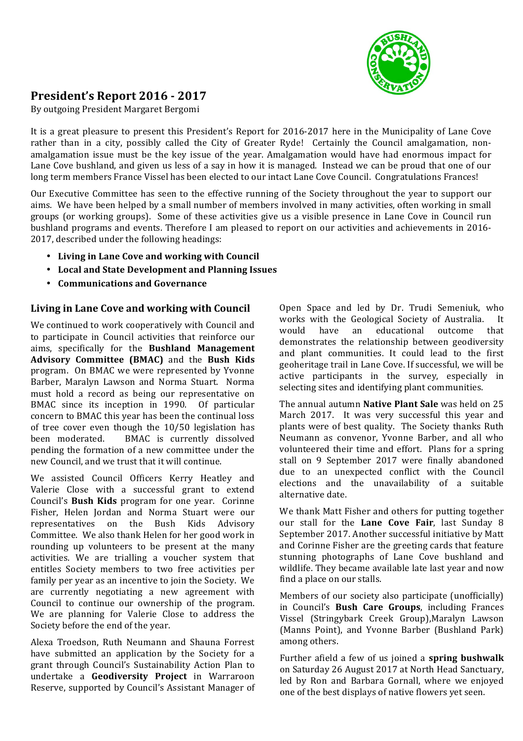## President's Report 2016 - 2017

By outgoing President Margaret Bergomi

It is a great pleasure to present this President's Report for 2016-2017 here in the Municipality of Lane Cove rather than in a city, possibly called the City of Greater Ryde! Certainly the Council amalgamation, non-amalgamation issue must be the key issue of the year. Amalgamation would have had enormous impact for Lane Cove bushland, and given us less of a say in how it is managed. Instead we can be proud that one of our long term members France Vissel has been elected to our intact Lane Cove Council. Congratulations Frances!

Our Executive Committee has seen to the effective running of the Society throughout the year to support our aims. We have been helped by a small number of members involved in many activities, often working in small groups (or working groups). Some of these activities give us a visible presence in Lane Cove in Council run bushland programs and events. Therefore I am pleased to report on our activities and achievements in 2016-2017, described under the following headings:

- **Living in Lane Cove and working with Council**
- **Local and State Development and Planning Issues**
- **Communications and Governance**

### Living in Lane Cove and working with Council

We continued to work cooperatively with Council and to participate in Council activities that reinforce our aims, specifically for the **Bushland Management Advisory Committee (BMAC)** and the **Bush Kids** program. On BMAC we were represented by Yvonne Barber, Maralyn Lawson and Norma Stuart. Norma must hold a record as being our representative on BMAC since its inception in 1990. Of particular concern to BMAC this year has been the continual loss of tree cover even though the 10/50 legislation has been moderated. BMAC is currently dissolved pending the formation of a new committee under the new Council, and we trust that it will continue.

We assisted Council Officers Kerry Heatley and Valerie Close with a successful grant to extend Council's **Bush Kids** program for one year. Corinne Fisher, Helen Jordan and Norma Stuart were our representatives on the Bush Kids Advisory Committee. We also thank Helen for her good work in rounding up volunteers to be present at the many activities. We are trialling a voucher system that entitles Society members to two free activities per family per year as an incentive to join the Society. We are currently negotiating a new agreement with Council to continue our ownership of the program. We are planning for Valerie Close to address the Society before the end of the year.

Alexa Troedson, Ruth Neumann and Shauna Forrest have submitted an application by the Society for a grant through Council's Sustainability Action Plan to undertake a **Geodiversity Project** in Warraroon Reserve, supported by Council's Assistant Manager of Open Space and led by Dr. Trudi Semeniuk, who works with the Geological Society of Australia. It would have an educational outcome that demonstrates the relationship between geodiversity and plant communities. It could lead to the first geoheritage trail in Lane Cove. If successful, we will be active participants in the survey, especially in selecting sites and identifying plant communities.

The annual autumn **Native Plant Sale** was held on 25 March 2017. It was very successful this year and plants were of best quality. The Society thanks Ruth Neumann as convenor, Yvonne Barber, and all who volunteered their time and effort. Plans for a spring stall on 9 September 2017 were finally abandoned due to an unexpected conflict with the Council elections and the unavailability of a suitable alternative date.

We thank Matt Fisher and others for putting together our stall for the **Lane Cove Fair**, last Sunday 8 September 2017. Another successful initiative by Matt and Corinne Fisher are the greeting cards that feature stunning photographs of Lane Cove bushland and wildlife. They became available late last year and now find a place on our stalls.

Members of our society also participate (unofficially) in Council's **Bush Care Groups**, including Frances Vissel (Stringybark Creek Group),Maralyn Lawson (Manns Point), and Yvonne Barber (Bushland Park) among others.

Further afield a few of us joined a **spring bushwalk** on Saturday 26 August 2017 at North Head Sanctuary, led by Ron and Barbara Gornall, where we enjoyed one of the best displays of native flowers yet seen.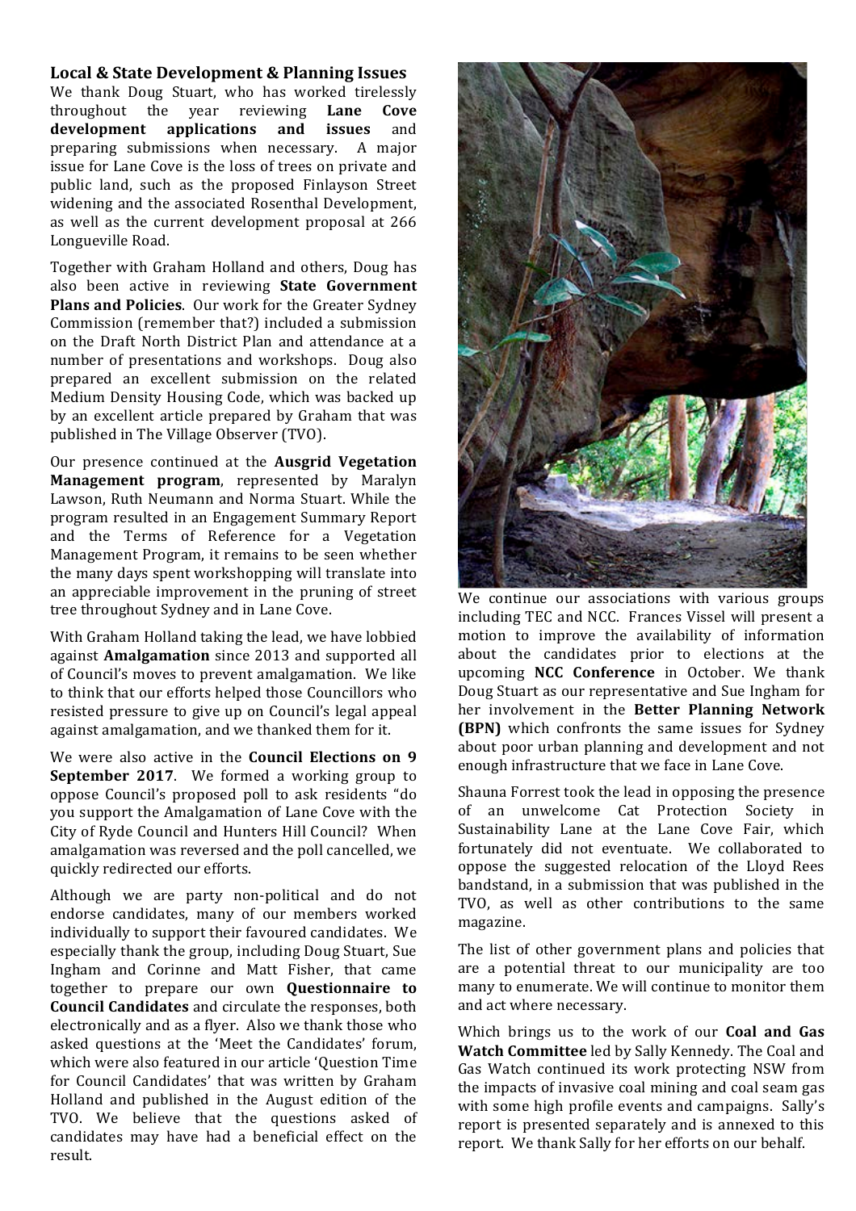## Local & State Development & Planning Issues

We thank Doug Stuart, who has worked tirelessly throughout the year reviewing **Lane Cove development applications and issues** and preparing submissions when necessary. A major issue for Lane Cove is the loss of trees on private and public land, such as the proposed Finlayson Street widening and the associated Rosenthal Development, as well as the current development proposal at 266 Longueville Road.

Together with Graham Holland and others, Doug has also been active in reviewing **State Government Plans and Policies**. Our work for the Greater Sydney Commission (remember that?) included a submission on the Draft North District Plan and attendance at a number of presentations and workshops. Doug also prepared an excellent submission on the related Medium Density Housing Code, which was backed up by an excellent article prepared by Graham that was published in The Village Observer (TVO).

Our presence continued at the **Ausgrid Vegetation Management program**, represented by Maralyn Lawson, Ruth Neumann and Norma Stuart. While the program resulted in an Engagement Summary Report and the Terms of Reference for a Vegetation Management Program, it remains to be seen whether the many days spent workshopping will translate into an appreciable improvement in the pruning of street tree throughout Sydney and in Lane Cove.

With Graham Holland taking the lead, we have lobbied against **Amalgamation** since 2013 and supported all of Council's moves to prevent amalgamation. We like to think that our efforts helped those Councillors who resisted pressure to give up on Council's legal appeal against amalgamation, and we thanked them for it.

We were also active in the **Council Elections on 9 September 2017**. We formed a working group to oppose Council's proposed poll to ask residents "do you support the Amalgamation of Lane Cove with the City of Ryde Council and Hunters Hill Council? When amalgamation was reversed and the poll cancelled, we quickly redirected our efforts.

Although we are party non-political and do not endorse candidates, many of our members worked individually to support their favoured candidates. We especially thank the group, including Doug Stuart, Sue Ingham and Corinne and Matt Fisher, that came together to prepare our own **Questionnaire to Council Candidates** and circulate the responses, both electronically and as a flyer. Also we thank those who asked questions at the 'Meet the Candidates' forum, which were also featured in our article 'Question Time for Council Candidates' that was written by Graham Holland and published in the August edition of the TVO. We believe that the questions asked of candidates may have had a beneficial effect on the result.

We continue our associations with various groups including TEC and NCC. Frances Vissel will present a motion to improve the availability of information about the candidates prior to elections at the upcoming **NCC Conference** in October. We thank Doug Stuart as our representative and Sue Ingham for her involvement in the **Better Planning Network (BPN)** which confronts the same issues for Sydney about poor urban planning and development and not enough infrastructure that we face in Lane Cove.

Shauna Forrest took the lead in opposing the presence of an unwelcome Cat Protection Society in Sustainability Lane at the Lane Cove Fair, which fortunately did not eventuate. We collaborated to oppose the suggested relocation of the Lloyd Rees bandstand, in a submission that was published in the TVO, as well as other contributions to the same magazine.

The list of other government plans and policies that are a potential threat to our municipality are too many to enumerate. We will continue to monitor them and act where necessary.

Which brings us to the work of our **Coal and Gas Watch Committee** led by Sally Kennedy. The Coal and Gas Watch continued its work protecting NSW from the impacts of invasive coal mining and coal seam gas with some high profile events and campaigns. Sally's report is presented separately and is annexed to this report. We thank Sally for her efforts on our behalf.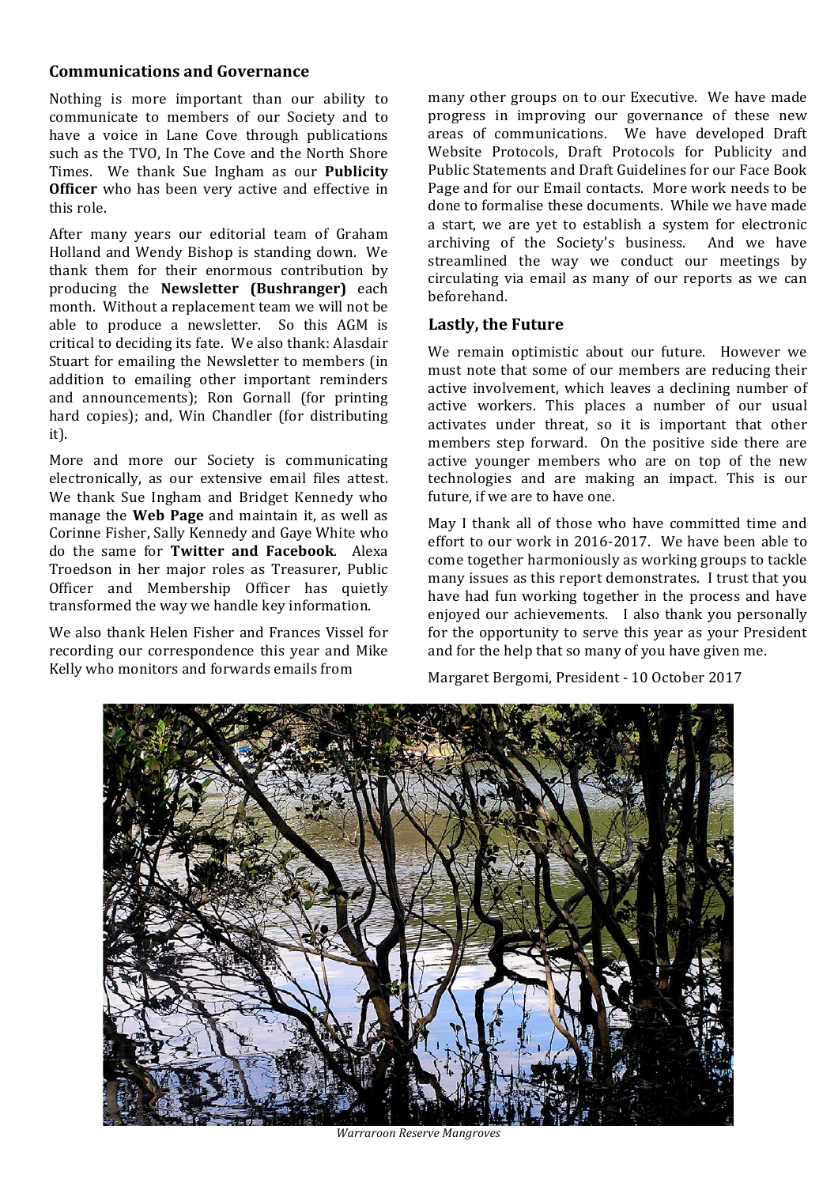## Communications and Governance

Nothing is more important than our ability to communicate to members of our Society and to have a voice in Lane Cove through publications such as the TVO, In The Cove and the North Shore Times. We thank Sue Ingham as our **Publicity Officer** who has been very active and effective in this role.

After many years our editorial team of Graham Holland and Wendy Bishop is standing down. We thank them for their enormous contribution by producing the **Newsletter (Bushranger)** each month. Without a replacement team we will not be able to produce a newsletter. So this AGM is critical to deciding its fate. We also thank: Alasdair Stuart for emailing the Newsletter to members (in addition to emailing other important reminders and announcements); Ron Gornall (for printing hard copies); and, Win Chandler (for distributing it).

More and more our Society is communicating electronically, as our extensive email files attest. We thank Sue Ingham and Bridget Kennedy who manage the **Web Page** and maintain it, as well as Corinne Fisher, Sally Kennedy and Gaye White who do the same for **Twitter and Facebook**. Alexa Troedson in her major roles as Treasurer, Public Officer and Membership Officer has quietly transformed the way we handle key information.

We also thank Helen Fisher and Frances Vissel for recording our correspondence this year and Mike Kelly who monitors and forwards emails from many other groups on to our Executive. We have made progress in improving our governance of these new areas of communications. We have developed Draft Website Protocols, Draft Protocols for Publicity and Public Statements and Draft Guidelines for our Face Book Page and for our Email contacts. More work needs to be done to formalise these documents. While we have made a start, we are yet to establish a system for electronic archiving of the Society's business. And we have streamlined the way we conduct our meetings by circulating via email as many of our reports as we can beforehand.

## Lastly, the Future

We remain optimistic about our future. However we must note that some of our members are reducing their active involvement, which leaves a declining number of active workers. This places a number of our usual activates under threat, so it is important that other members step forward. On the positive side there are active younger members who are on top of the new technologies and are making an impact. This is our future, if we are to have one.

May I thank all of those who have committed time and effort to our work in 2016-2017. We have been able to come together harmoniously as working groups to tackle many issues as this report demonstrates. I trust that you have had fun working together in the process and have enjoyed our achievements. I also thank you personally for the opportunity to serve this year as your President and for the help that so many of you have given me.

Margaret Bergomi, President - 10 October 2017

*Warraroon Reserve Mangroves*